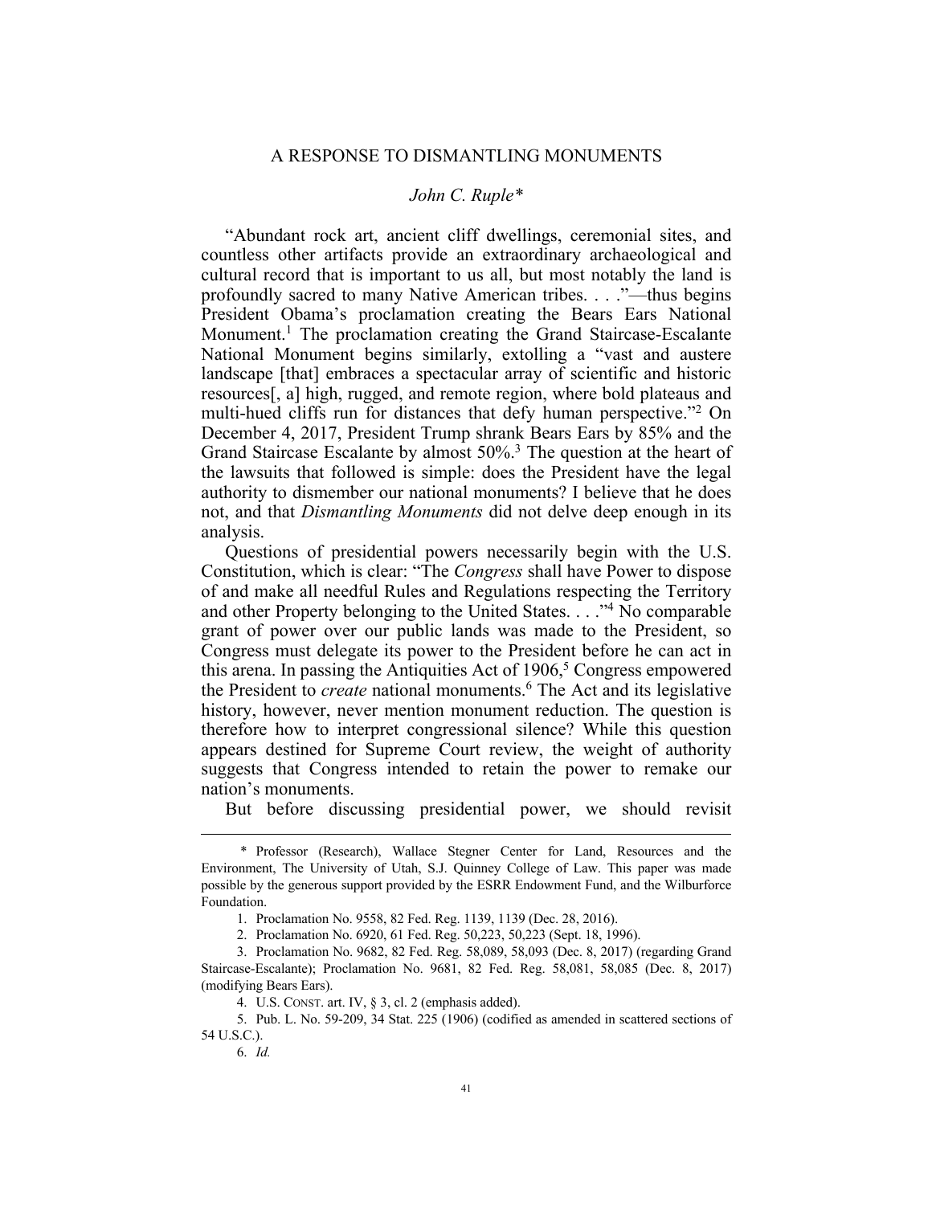# A RESPONSE TO DISMANTLING MONUMENTS

*John C. Ruple\**

"Abundant rock art, ancient cliff dwellings, ceremonial sites, and countless other artifacts provide an extraordinary archaeological and cultural record that is important to us all, but most notably the land is profoundly sacred to many Native American tribes. . . ."—thus begins President Obama's proclamation creating the Bears Ears National Monument.[1] The proclamation creating the Grand Staircase-Escalante National Monument begins similarly, extolling a "vast and austere landscape [that] embraces a spectacular array of scientific and historic resources[, a] high, rugged, and remote region, where bold plateaus and multi-hued cliffs run for distances that defy human perspective."[2] On December 4, 2017, President Trump shrank Bears Ears by 85% and the Grand Staircase Escalante by almost 50%.[3] The question at the heart of the lawsuits that followed is simple: does the President have the legal authority to dismember our national monuments? I believe that he does not, and that *Dismantling Monuments* did not delve deep enough in its analysis.

Questions of presidential powers necessarily begin with the U.S. Constitution, which is clear: "The *Congress* shall have Power to dispose of and make all needful Rules and Regulations respecting the Territory and other Property belonging to the United States. . . ."[4] No comparable grant of power over our public lands was made to the President, so Congress must delegate its power to the President before he can act in this arena. In passing the Antiquities Act of 1906,[5] Congress empowered the President to *create* national monuments.[6] The Act and its legislative history, however, never mention monument reduction. The question is therefore how to interpret congressional silence? While this question appears destined for Supreme Court review, the weight of authority suggests that Congress intended to retain the power to remake our nation's monuments.

But before discussing presidential power, we should revisit

---

\* Professor (Research), Wallace Stegner Center for Land, Resources and the Environment, The University of Utah, S.J. Quinney College of Law. This paper was made possible by the generous support provided by the ESRR Endowment Fund, and the Wilburforce Foundation.

1. Proclamation No. 9558, 82 Fed. Reg. 1139, 1139 (Dec. 28, 2016).

2. Proclamation No. 6920, 61 Fed. Reg. 50,223, 50,223 (Sept. 18, 1996).

3. Proclamation No. 9682, 82 Fed. Reg. 58,089, 58,093 (Dec. 8, 2017) (regarding Grand Staircase-Escalante); Proclamation No. 9681, 82 Fed. Reg. 58,081, 58,085 (Dec. 8, 2017) (modifying Bears Ears).

4. U.S. CONST. art. IV, § 3, cl. 2 (emphasis added).

5. Pub. L. No. 59-209, 34 Stat. 225 (1906) (codified as amended in scattered sections of 54 U.S.C.).

6. *Id.*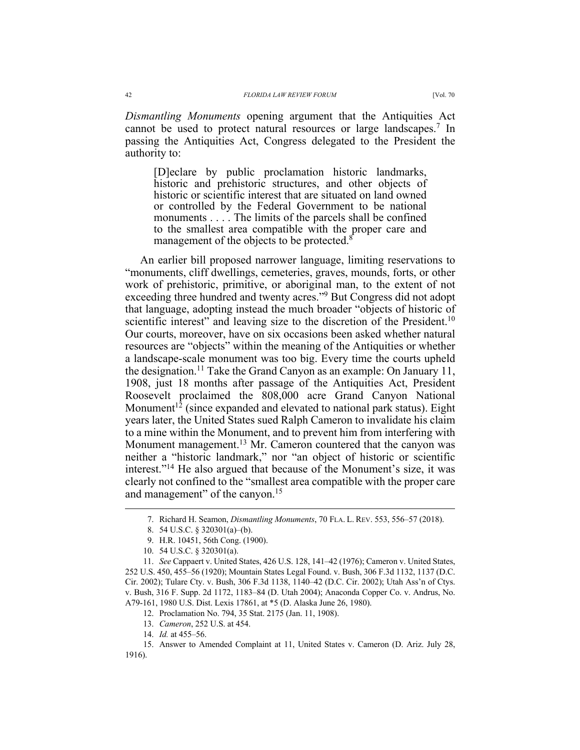*Dismantling Monuments* opening argument that the Antiquities Act cannot be used to protect natural resources or large landscapes.[7] In passing the Antiquities Act, Congress delegated to the President the authority to:

> [D]eclare by public proclamation historic landmarks, historic and prehistoric structures, and other objects of historic or scientific interest that are situated on land owned or controlled by the Federal Government to be national monuments . . . . The limits of the parcels shall be confined to the smallest area compatible with the proper care and management of the objects to be protected.[8]

An earlier bill proposed narrower language, limiting reservations to "monuments, cliff dwellings, cemeteries, graves, mounds, forts, or other work of prehistoric, primitive, or aboriginal man, to the extent of not exceeding three hundred and twenty acres."[9] But Congress did not adopt that language, adopting instead the much broader "objects of historic of scientific interest" and leaving size to the discretion of the President.[10] Our courts, moreover, have on six occasions been asked whether natural resources are "objects" within the meaning of the Antiquities or whether a landscape-scale monument was too big. Every time the courts upheld the designation.[11] Take the Grand Canyon as an example: On January 11, 1908, just 18 months after passage of the Antiquities Act, President Roosevelt proclaimed the 808,000 acre Grand Canyon National Monument[12] (since expanded and elevated to national park status). Eight years later, the United States sued Ralph Cameron to invalidate his claim to a mine within the Monument, and to prevent him from interfering with Monument management.[13] Mr. Cameron countered that the canyon was neither a "historic landmark," nor "an object of historic or scientific interest."[14] He also argued that because of the Monument's size, it was clearly not confined to the "smallest area compatible with the proper care and management" of the canyon.[15]

---

7. Richard H. Seamon, *Dismantling Monuments*, 70 FLA. L. REV. 553, 556–57 (2018).

8. 54 U.S.C. § 320301(a)–(b).

9. H.R. 10451, 56th Cong. (1900).

10. 54 U.S.C. § 320301(a).

11. *See* Cappaert v. United States, 426 U.S. 128, 141–42 (1976); Cameron v. United States, 252 U.S. 450, 455–56 (1920); Mountain States Legal Found. v. Bush, 306 F.3d 1132, 1137 (D.C. Cir. 2002); Tulare Cty. v. Bush, 306 F.3d 1138, 1140–42 (D.C. Cir. 2002); Utah Ass'n of Ctys. v. Bush, 316 F. Supp. 2d 1172, 1183–84 (D. Utah 2004); Anaconda Copper Co. v. Andrus, No. A79-161, 1980 U.S. Dist. Lexis 17861, at *5 (D. Alaska June 26, 1980).

12. Proclamation No. 794, 35 Stat. 2175 (Jan. 11, 1908).

13. *Cameron*, 252 U.S. at 454.

14. *Id.* at 455–56.

15. Answer to Amended Complaint at 11, United States v. Cameron (D. Ariz. July 28, 1916).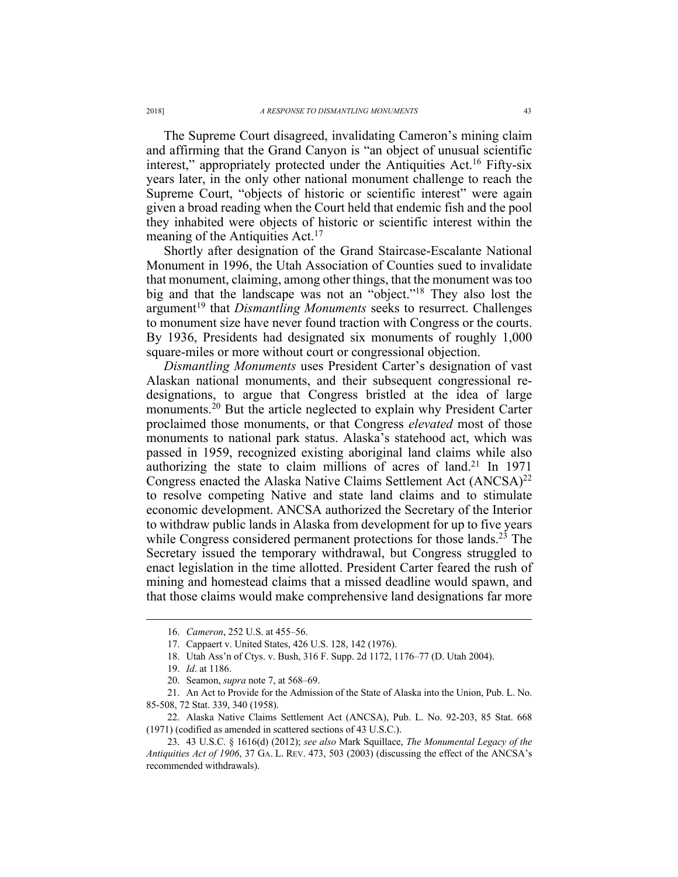The Supreme Court disagreed, invalidating Cameron's mining claim and affirming that the Grand Canyon is "an object of unusual scientific interest," appropriately protected under the Antiquities Act.[16] Fifty-six years later, in the only other national monument challenge to reach the Supreme Court, "objects of historic or scientific interest" were again given a broad reading when the Court held that endemic fish and the pool they inhabited were objects of historic or scientific interest within the meaning of the Antiquities Act.[17]

Shortly after designation of the Grand Staircase-Escalante National Monument in 1996, the Utah Association of Counties sued to invalidate that monument, claiming, among other things, that the monument was too big and that the landscape was not an "object."[18] They also lost the argument[19] that *Dismantling Monuments* seeks to resurrect. Challenges to monument size have never found traction with Congress or the courts. By 1936, Presidents had designated six monuments of roughly 1,000 square-miles or more without court or congressional objection.

*Dismantling Monuments* uses President Carter's designation of vast Alaskan national monuments, and their subsequent congressional re-designations, to argue that Congress bristled at the idea of large monuments.[20] But the article neglected to explain why President Carter proclaimed those monuments, or that Congress *elevated* most of those monuments to national park status. Alaska's statehood act, which was passed in 1959, recognized existing aboriginal land claims while also authorizing the state to claim millions of acres of land.[21] In 1971 Congress enacted the Alaska Native Claims Settlement Act (ANCSA)[22] to resolve competing Native and state land claims and to stimulate economic development. ANCSA authorized the Secretary of the Interior to withdraw public lands in Alaska from development for up to five years while Congress considered permanent protections for those lands.[23] The Secretary issued the temporary withdrawal, but Congress struggled to enact legislation in the time allotted. President Carter feared the rush of mining and homestead claims that a missed deadline would spawn, and that those claims would make comprehensive land designations far more

---

16. *Cameron*, 252 U.S. at 455–56.

17. Cappaert v. United States, 426 U.S. 128, 142 (1976).

18. Utah Ass'n of Ctys. v. Bush, 316 F. Supp. 2d 1172, 1176–77 (D. Utah 2004).

19. *Id*. at 1186.

20. Seamon, *supra* note 7, at 568–69.

21. An Act to Provide for the Admission of the State of Alaska into the Union, Pub. L. No. 85-508, 72 Stat. 339, 340 (1958).

22. Alaska Native Claims Settlement Act (ANCSA), Pub. L. No. 92-203, 85 Stat. 668 (1971) (codified as amended in scattered sections of 43 U.S.C.).

23. 43 U.S.C. § 1616(d) (2012); *see also* Mark Squillace, *The Monumental Legacy of the Antiquities Act of 1906*, 37 GA. L. REV. 473, 503 (2003) (discussing the effect of the ANCSA's recommended withdrawals).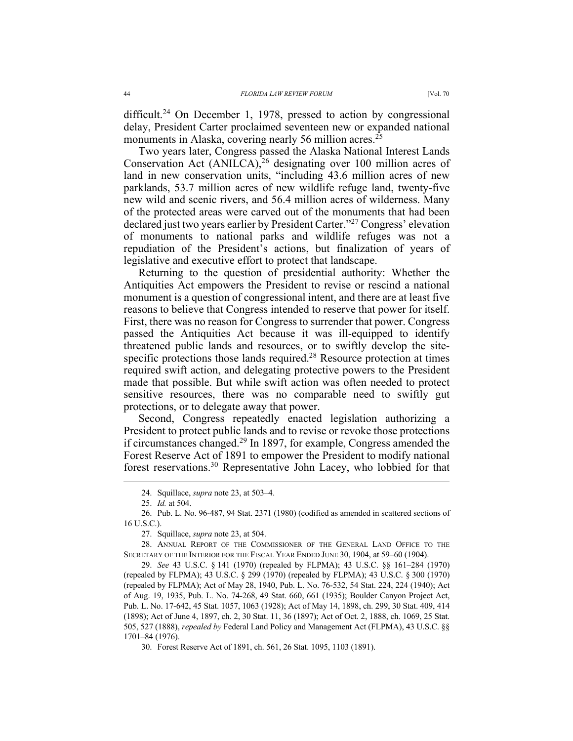difficult.[24] On December 1, 1978, pressed to action by congressional delay, President Carter proclaimed seventeen new or expanded national monuments in Alaska, covering nearly 56 million acres.[25]

Two years later, Congress passed the Alaska National Interest Lands Conservation Act (ANILCA),[26] designating over 100 million acres of land in new conservation units, "including 43.6 million acres of new parklands, 53.7 million acres of new wildlife refuge land, twenty-five new wild and scenic rivers, and 56.4 million acres of wilderness. Many of the protected areas were carved out of the monuments that had been declared just two years earlier by President Carter."[27] Congress' elevation of monuments to national parks and wildlife refuges was not a repudiation of the President's actions, but finalization of years of legislative and executive effort to protect that landscape.

Returning to the question of presidential authority: Whether the Antiquities Act empowers the President to revise or rescind a national monument is a question of congressional intent, and there are at least five reasons to believe that Congress intended to reserve that power for itself. First, there was no reason for Congress to surrender that power. Congress passed the Antiquities Act because it was ill-equipped to identify threatened public lands and resources, or to swiftly develop the site-specific protections those lands required.[28] Resource protection at times required swift action, and delegating protective powers to the President made that possible. But while swift action was often needed to protect sensitive resources, there was no comparable need to swiftly gut protections, or to delegate away that power.

Second, Congress repeatedly enacted legislation authorizing a President to protect public lands and to revise or revoke those protections if circumstances changed.[29] In 1897, for example, Congress amended the Forest Reserve Act of 1891 to empower the President to modify national forest reservations.[30] Representative John Lacey, who lobbied for that

---

24. Squillace, *supra* note 23, at 503–4.

25. *Id.* at 504.

26. Pub. L. No. 96-487, 94 Stat. 2371 (1980) (codified as amended in scattered sections of 16 U.S.C.).

27. Squillace, *supra* note 23, at 504.

28. ANNUAL REPORT OF THE COMMISSIONER OF THE GENERAL LAND OFFICE TO THE SECRETARY OF THE INTERIOR FOR THE FISCAL YEAR ENDED JUNE 30, 1904, at 59–60 (1904).

29. *See* 43 U.S.C. § 141 (1970) (repealed by FLPMA); 43 U.S.C. §§ 161–284 (1970) (repealed by FLPMA); 43 U.S.C. § 299 (1970) (repealed by FLPMA); 43 U.S.C. § 300 (1970) (repealed by FLPMA); Act of May 28, 1940, Pub. L. No. 76-532, 54 Stat. 224, 224 (1940); Act of Aug. 19, 1935, Pub. L. No. 74-268, 49 Stat. 660, 661 (1935); Boulder Canyon Project Act, Pub. L. No. 17-642, 45 Stat. 1057, 1063 (1928); Act of May 14, 1898, ch. 299, 30 Stat. 409, 414 (1898); Act of June 4, 1897, ch. 2, 30 Stat. 11, 36 (1897); Act of Oct. 2, 1888, ch. 1069, 25 Stat. 505, 527 (1888), *repealed by* Federal Land Policy and Management Act (FLPMA), 43 U.S.C. §§ 1701–84 (1976).

30. Forest Reserve Act of 1891, ch. 561, 26 Stat. 1095, 1103 (1891).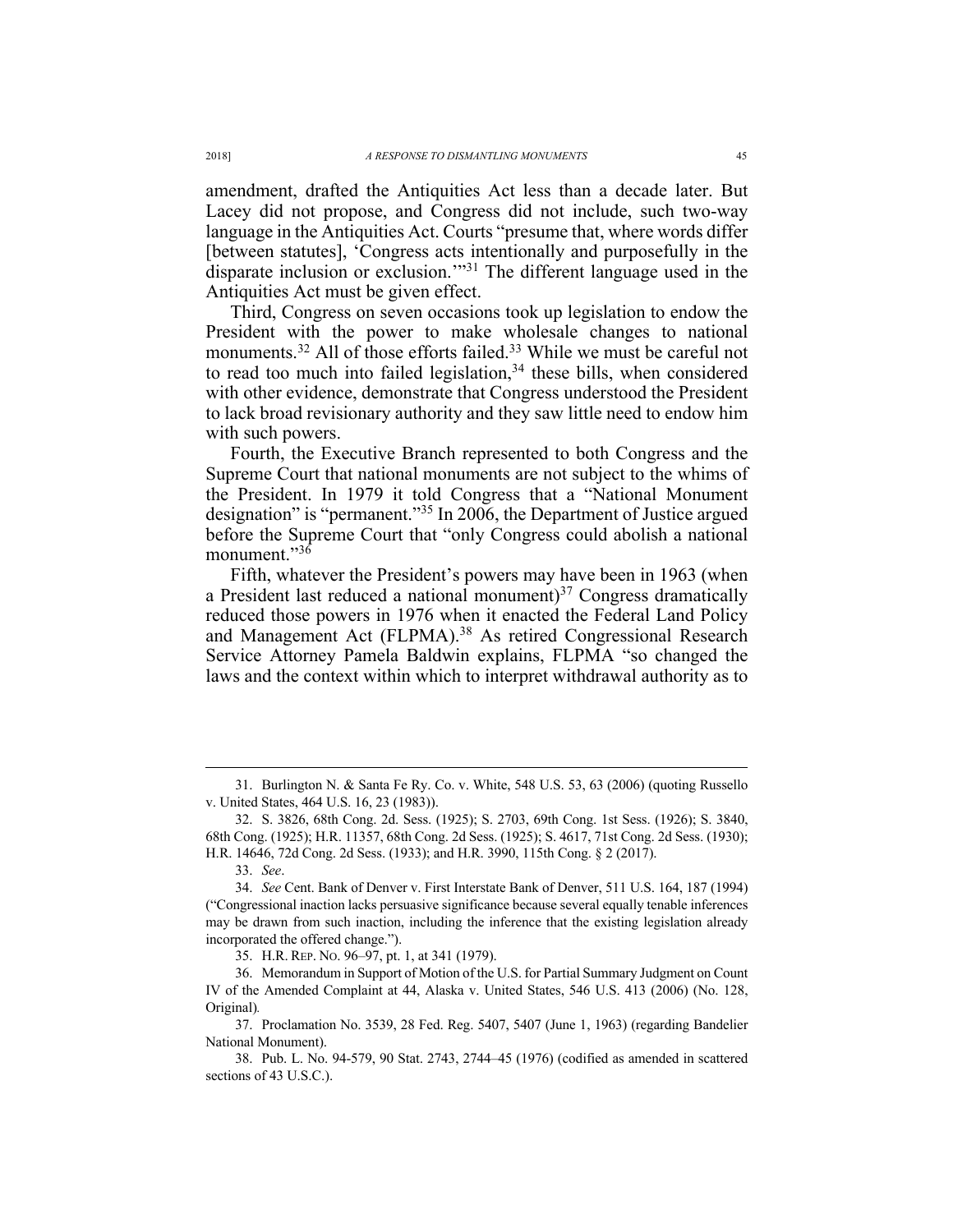amendment, drafted the Antiquities Act less than a decade later. But Lacey did not propose, and Congress did not include, such two-way language in the Antiquities Act. Courts "presume that, where words differ [between statutes], 'Congress acts intentionally and purposefully in the disparate inclusion or exclusion.'"[31] The different language used in the Antiquities Act must be given effect.

Third, Congress on seven occasions took up legislation to endow the President with the power to make wholesale changes to national monuments.[32] All of those efforts failed.[33] While we must be careful not to read too much into failed legislation,[34] these bills, when considered with other evidence, demonstrate that Congress understood the President to lack broad revisionary authority and they saw little need to endow him with such powers.

Fourth, the Executive Branch represented to both Congress and the Supreme Court that national monuments are not subject to the whims of the President. In 1979 it told Congress that a "National Monument designation" is "permanent."[35] In 2006, the Department of Justice argued before the Supreme Court that "only Congress could abolish a national monument."[36]

Fifth, whatever the President's powers may have been in 1963 (when a President last reduced a national monument)[37] Congress dramatically reduced those powers in 1976 when it enacted the Federal Land Policy and Management Act (FLPMA).[38] As retired Congressional Research Service Attorney Pamela Baldwin explains, FLPMA "so changed the laws and the context within which to interpret withdrawal authority as to

---

31. Burlington N. & Santa Fe Ry. Co. v. White, 548 U.S. 53, 63 (2006) (quoting Russello v. United States, 464 U.S. 16, 23 (1983)).

32. S. 3826, 68th Cong. 2d. Sess. (1925); S. 2703, 69th Cong. 1st Sess. (1926); S. 3840, 68th Cong. (1925); H.R. 11357, 68th Cong. 2d Sess. (1925); S. 4617, 71st Cong. 2d Sess. (1930); H.R. 14646, 72d Cong. 2d Sess. (1933); and H.R. 3990, 115th Cong. § 2 (2017).

33. *See*.

34. *See* Cent. Bank of Denver v. First Interstate Bank of Denver, 511 U.S. 164, 187 (1994) ("Congressional inaction lacks persuasive significance because several equally tenable inferences may be drawn from such inaction, including the inference that the existing legislation already incorporated the offered change.").

35. H.R. REP. NO. 96–97, pt. 1, at 341 (1979).

36. Memorandum in Support of Motion of the U.S. for Partial Summary Judgment on Count IV of the Amended Complaint at 44, Alaska v. United States, 546 U.S. 413 (2006) (No. 128, Original).

37. Proclamation No. 3539, 28 Fed. Reg. 5407, 5407 (June 1, 1963) (regarding Bandelier National Monument).

38. Pub. L. No. 94-579, 90 Stat. 2743, 2744–45 (1976) (codified as amended in scattered sections of 43 U.S.C.).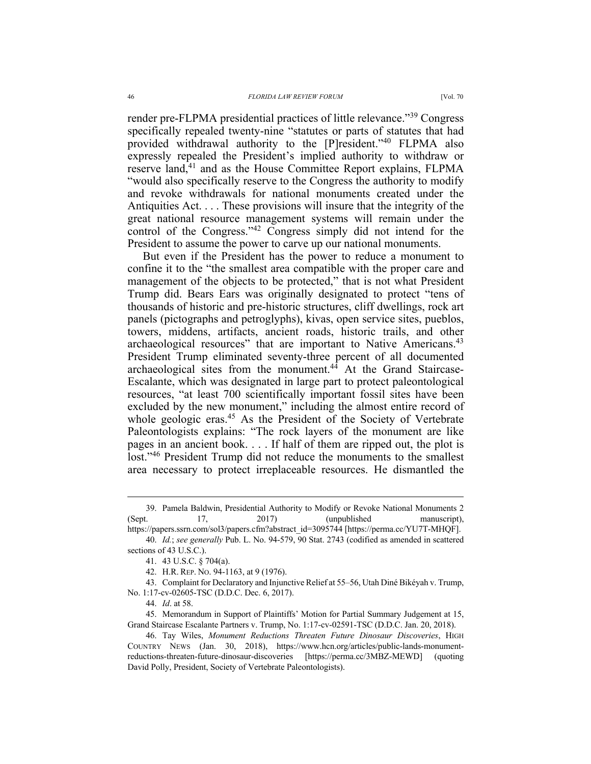render pre-FLPMA presidential practices of little relevance."[39] Congress specifically repealed twenty-nine "statutes or parts of statutes that had provided withdrawal authority to the [P]resident."[40] FLPMA also expressly repealed the President's implied authority to withdraw or reserve land,[41] and as the House Committee Report explains, FLPMA "would also specifically reserve to the Congress the authority to modify and revoke withdrawals for national monuments created under the Antiquities Act. . . . These provisions will insure that the integrity of the great national resource management systems will remain under the control of the Congress."[42] Congress simply did not intend for the President to assume the power to carve up our national monuments.

But even if the President has the power to reduce a monument to confine it to the "the smallest area compatible with the proper care and management of the objects to be protected," that is not what President Trump did. Bears Ears was originally designated to protect "tens of thousands of historic and pre-historic structures, cliff dwellings, rock art panels (pictographs and petroglyphs), kivas, open service sites, pueblos, towers, middens, artifacts, ancient roads, historic trails, and other archaeological resources" that are important to Native Americans.[43] President Trump eliminated seventy-three percent of all documented archaeological sites from the monument.[44] At the Grand Staircase-Escalante, which was designated in large part to protect paleontological resources, "at least 700 scientifically important fossil sites have been excluded by the new monument," including the almost entire record of whole geologic eras.[45] As the President of the Society of Vertebrate Paleontologists explains: "The rock layers of the monument are like pages in an ancient book. . . . If half of them are ripped out, the plot is lost."[46] President Trump did not reduce the monuments to the smallest area necessary to protect irreplaceable resources. He dismantled the

---

39. Pamela Baldwin, Presidential Authority to Modify or Revoke National Monuments 2 (Sept. 17, 2017) (unpublished manuscript), https://papers.ssrn.com/sol3/papers.cfm?abstract_id=3095744 [https://perma.cc/YU7T-MHQF].

40. *Id.*; *see generally* Pub. L. No. 94-579, 90 Stat. 2743 (codified as amended in scattered sections of 43 U.S.C.).

41. 43 U.S.C. § 704(a).

42. H.R. REP. NO. 94-1163, at 9 (1976).

43. Complaint for Declaratory and Injunctive Relief at 55–56, Utah Diné Bikéyah v. Trump, No. 1:17-cv-02605-TSC (D.D.C. Dec. 6, 2017).

44. *Id*. at 58.

45. Memorandum in Support of Plaintiffs' Motion for Partial Summary Judgement at 15, Grand Staircase Escalante Partners v. Trump, No. 1:17-cv-02591-TSC (D.D.C. Jan. 20, 2018).

46. Tay Wiles, *Monument Reductions Threaten Future Dinosaur Discoveries*, HIGH COUNTRY NEWS (Jan. 30, 2018), https://www.hcn.org/articles/public-lands-monument-reductions-threaten-future-dinosaur-discoveries [https://perma.cc/3MBZ-MEWD] (quoting David Polly, President, Society of Vertebrate Paleontologists).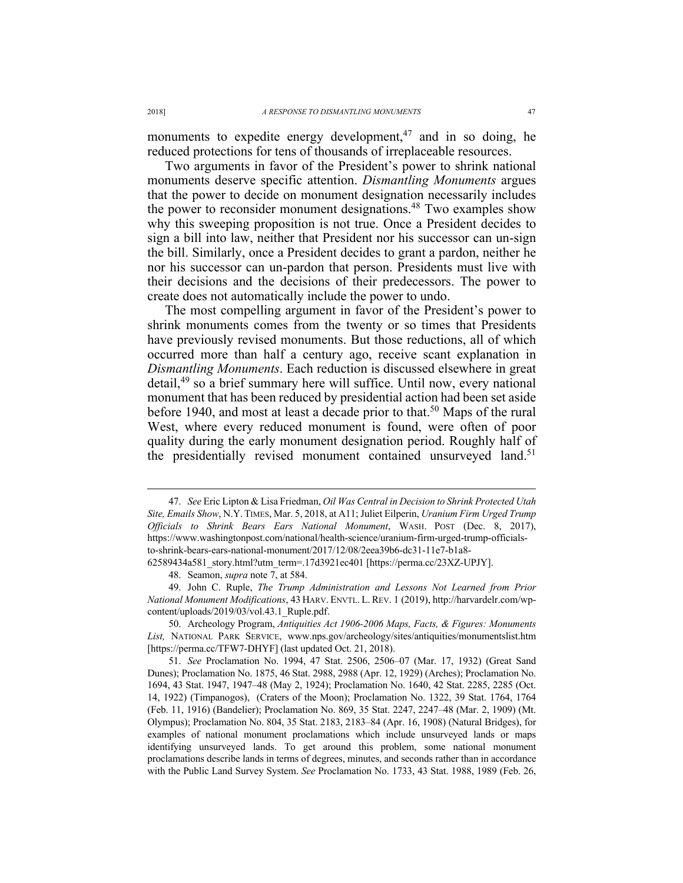monuments to expedite energy development,[47] and in so doing, he reduced protections for tens of thousands of irreplaceable resources.

Two arguments in favor of the President's power to shrink national monuments deserve specific attention. *Dismantling Monuments* argues that the power to decide on monument designation necessarily includes the power to reconsider monument designations.[48] Two examples show why this sweeping proposition is not true. Once a President decides to sign a bill into law, neither that President nor his successor can un-sign the bill. Similarly, once a President decides to grant a pardon, neither he nor his successor can un-pardon that person. Presidents must live with their decisions and the decisions of their predecessors. The power to create does not automatically include the power to undo.

The most compelling argument in favor of the President's power to shrink monuments comes from the twenty or so times that Presidents have previously revised monuments. But those reductions, all of which occurred more than half a century ago, receive scant explanation in *Dismantling Monuments*. Each reduction is discussed elsewhere in great detail,[49] so a brief summary here will suffice. Until now, every national monument that has been reduced by presidential action had been set aside before 1940, and most at least a decade prior to that.[50] Maps of the rural West, where every reduced monument is found, were often of poor quality during the early monument designation period. Roughly half of the presidentially revised monument contained unsurveyed land.[51]

---

47. *See* Eric Lipton & Lisa Friedman, *Oil Was Central in Decision to Shrink Protected Utah Site, Emails Show*, N.Y. TIMES, Mar. 5, 2018, at A11; Juliet Eilperin, *Uranium Firm Urged Trump Officials to Shrink Bears Ears National Monument*, WASH. POST (Dec. 8, 2017), https://www.washingtonpost.com/national/health-science/uranium-firm-urged-trump-officials-to-shrink-bears-ears-national-monument/2017/12/08/2eea39b6-dc31-11e7-b1a8-62589434a581_story.html?utm_term=.17d3921ec401 [https://perma.cc/23XZ-UPJY].

48. Seamon, *supra* note 7, at 584.

49. John C. Ruple, *The Trump Administration and Lessons Not Learned from Prior National Monument Modifications*, 43 HARV. ENVTL. L. REV. 1 (2019), http://harvardelr.com/wp-content/uploads/2019/03/vol.43.1_Ruple.pdf.

50. Archeology Program, *Antiquities Act 1906-2006 Maps, Facts, & Figures: Monuments List,* NATIONAL PARK SERVICE, www.nps.gov/archeology/sites/antiquities/monumentslist.htm [https://perma.cc/TFW7-DHYF] (last updated Oct. 21, 2018).

51. *See* Proclamation No. 1994, 47 Stat. 2506, 2506–07 (Mar. 17, 1932) (Great Sand Dunes); Proclamation No. 1875, 46 Stat. 2988, 2988 (Apr. 12, 1929) (Arches); Proclamation No. 1694, 43 Stat. 1947, 1947–48 (May 2, 1924); Proclamation No. 1640, 42 Stat. 2285, 2285 (Oct. 14, 1922) (Timpanogos), (Craters of the Moon); Proclamation No. 1322, 39 Stat. 1764, 1764 (Feb. 11, 1916) (Bandelier); Proclamation No. 869, 35 Stat. 2247, 2247–48 (Mar. 2, 1909) (Mt. Olympus); Proclamation No. 804, 35 Stat. 2183, 2183–84 (Apr. 16, 1908) (Natural Bridges), for examples of national monument proclamations which include unsurveyed lands or maps identifying unsurveyed lands. To get around this problem, some national monument proclamations describe lands in terms of degrees, minutes, and seconds rather than in accordance with the Public Land Survey System. *See* Proclamation No. 1733, 43 Stat. 1988, 1989 (Feb. 26,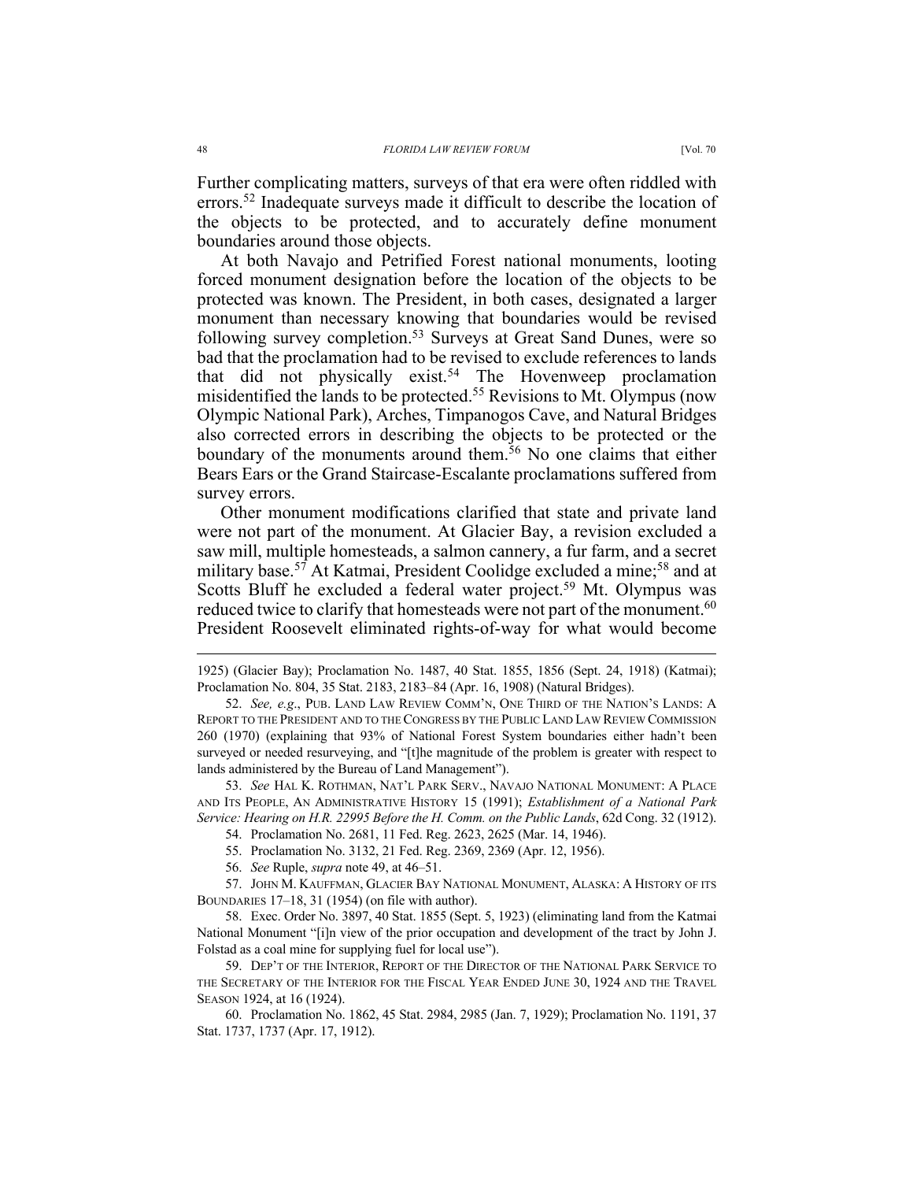Further complicating matters, surveys of that era were often riddled with errors.[52] Inadequate surveys made it difficult to describe the location of the objects to be protected, and to accurately define monument boundaries around those objects.

At both Navajo and Petrified Forest national monuments, looting forced monument designation before the location of the objects to be protected was known. The President, in both cases, designated a larger monument than necessary knowing that boundaries would be revised following survey completion.[53] Surveys at Great Sand Dunes, were so bad that the proclamation had to be revised to exclude references to lands that did not physically exist.[54] The Hovenweep proclamation misidentified the lands to be protected.[55] Revisions to Mt. Olympus (now Olympic National Park), Arches, Timpanogos Cave, and Natural Bridges also corrected errors in describing the objects to be protected or the boundary of the monuments around them.[56] No one claims that either Bears Ears or the Grand Staircase-Escalante proclamations suffered from survey errors.

Other monument modifications clarified that state and private land were not part of the monument. At Glacier Bay, a revision excluded a saw mill, multiple homesteads, a salmon cannery, a fur farm, and a secret military base.[57] At Katmai, President Coolidge excluded a mine;[58] and at Scotts Bluff he excluded a federal water project.[59] Mt. Olympus was reduced twice to clarify that homesteads were not part of the monument.[60] President Roosevelt eliminated rights-of-way for what would become

---

1925) (Glacier Bay); Proclamation No. 1487, 40 Stat. 1855, 1856 (Sept. 24, 1918) (Katmai); Proclamation No. 804, 35 Stat. 2183, 2183–84 (Apr. 16, 1908) (Natural Bridges).

52. *See, e.g.*, PUB. LAND LAW REVIEW COMM'N, ONE THIRD OF THE NATION'S LANDS: A REPORT TO THE PRESIDENT AND TO THE CONGRESS BY THE PUBLIC LAND LAW REVIEW COMMISSION 260 (1970) (explaining that 93% of National Forest System boundaries either hadn't been surveyed or needed resurveying, and "[t]he magnitude of the problem is greater with respect to lands administered by the Bureau of Land Management").

53. *See* HAL K. ROTHMAN, NAT'L PARK SERV., NAVAJO NATIONAL MONUMENT: A PLACE AND ITS PEOPLE, AN ADMINISTRATIVE HISTORY 15 (1991); *Establishment of a National Park Service: Hearing on H.R. 22995 Before the H. Comm. on the Public Lands*, 62d Cong. 32 (1912).

54. Proclamation No. 2681, 11 Fed. Reg. 2623, 2625 (Mar. 14, 1946).

55. Proclamation No. 3132, 21 Fed. Reg. 2369, 2369 (Apr. 12, 1956).

56. *See* Ruple, *supra* note 49, at 46–51.

57. JOHN M. KAUFFMAN, GLACIER BAY NATIONAL MONUMENT, ALASKA: A HISTORY OF ITS BOUNDARIES 17–18, 31 (1954) (on file with author).

58. Exec. Order No. 3897, 40 Stat. 1855 (Sept. 5, 1923) (eliminating land from the Katmai National Monument "[i]n view of the prior occupation and development of the tract by John J. Folstad as a coal mine for supplying fuel for local use").

59. DEP'T OF THE INTERIOR, REPORT OF THE DIRECTOR OF THE NATIONAL PARK SERVICE TO THE SECRETARY OF THE INTERIOR FOR THE FISCAL YEAR ENDED JUNE 30, 1924 AND THE TRAVEL SEASON 1924, at 16 (1924).

60. Proclamation No. 1862, 45 Stat. 2984, 2985 (Jan. 7, 1929); Proclamation No. 1191, 37 Stat. 1737, 1737 (Apr. 17, 1912).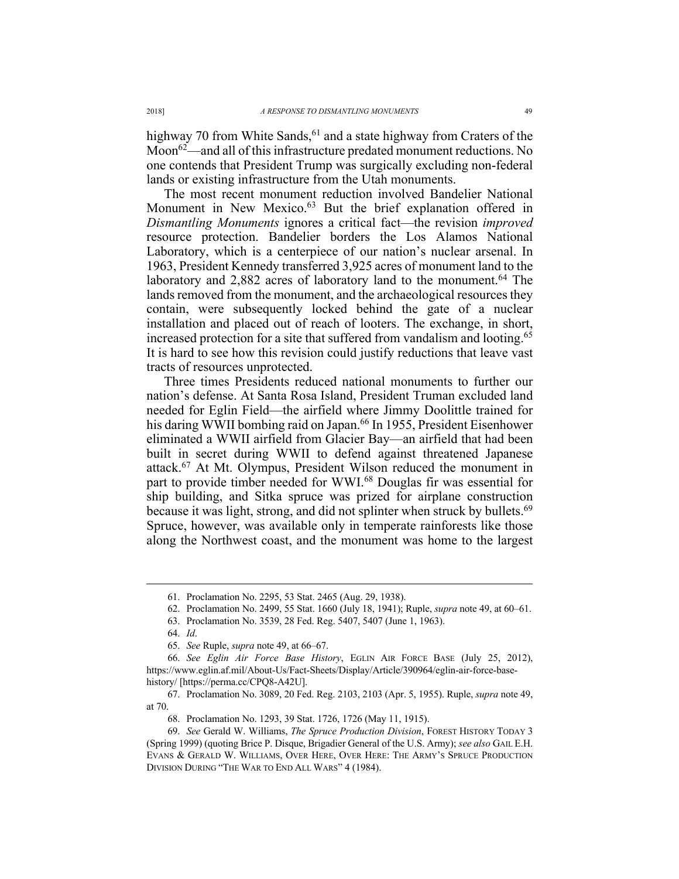highway 70 from White Sands,[61] and a state highway from Craters of the Moon[62]—and all of this infrastructure predated monument reductions. No one contends that President Trump was surgically excluding non-federal lands or existing infrastructure from the Utah monuments.

The most recent monument reduction involved Bandelier National Monument in New Mexico.[63] But the brief explanation offered in *Dismantling Monuments* ignores a critical fact—the revision *improved* resource protection. Bandelier borders the Los Alamos National Laboratory, which is a centerpiece of our nation's nuclear arsenal. In 1963, President Kennedy transferred 3,925 acres of monument land to the laboratory and 2,882 acres of laboratory land to the monument.[64] The lands removed from the monument, and the archaeological resources they contain, were subsequently locked behind the gate of a nuclear installation and placed out of reach of looters. The exchange, in short, increased protection for a site that suffered from vandalism and looting.[65] It is hard to see how this revision could justify reductions that leave vast tracts of resources unprotected.

Three times Presidents reduced national monuments to further our nation's defense. At Santa Rosa Island, President Truman excluded land needed for Eglin Field—the airfield where Jimmy Doolittle trained for his daring WWII bombing raid on Japan.[66] In 1955, President Eisenhower eliminated a WWII airfield from Glacier Bay—an airfield that had been built in secret during WWII to defend against threatened Japanese attack.[67] At Mt. Olympus, President Wilson reduced the monument in part to provide timber needed for WWI.[68] Douglas fir was essential for ship building, and Sitka spruce was prized for airplane construction because it was light, strong, and did not splinter when struck by bullets.[69] Spruce, however, was available only in temperate rainforests like those along the Northwest coast, and the monument was home to the largest

---

61. Proclamation No. 2295, 53 Stat. 2465 (Aug. 29, 1938).

62. Proclamation No. 2499, 55 Stat. 1660 (July 18, 1941); Ruple, *supra* note 49, at 60–61.

63. Proclamation No. 3539, 28 Fed. Reg. 5407, 5407 (June 1, 1963).

64. *Id*.

65. *See* Ruple, *supra* note 49, at 66–67.

66. *See Eglin Air Force Base History*, EGLIN AIR FORCE BASE (July 25, 2012), https://www.eglin.af.mil/About-Us/Fact-Sheets/Display/Article/390964/eglin-air-force-base-history/ [https://perma.cc/CPQ8-A42U].

67. Proclamation No. 3089, 20 Fed. Reg. 2103, 2103 (Apr. 5, 1955). Ruple, *supra* note 49, at 70.

68. Proclamation No. 1293, 39 Stat. 1726, 1726 (May 11, 1915).

69. *See* Gerald W. Williams, *The Spruce Production Division*, FOREST HISTORY TODAY 3 (Spring 1999) (quoting Brice P. Disque, Brigadier General of the U.S. Army); *see also* GAIL E.H. EVANS & GERALD W. WILLIAMS, OVER HERE, OVER HERE: THE ARMY'S SPRUCE PRODUCTION DIVISION DURING "THE WAR TO END ALL WARS" 4 (1984).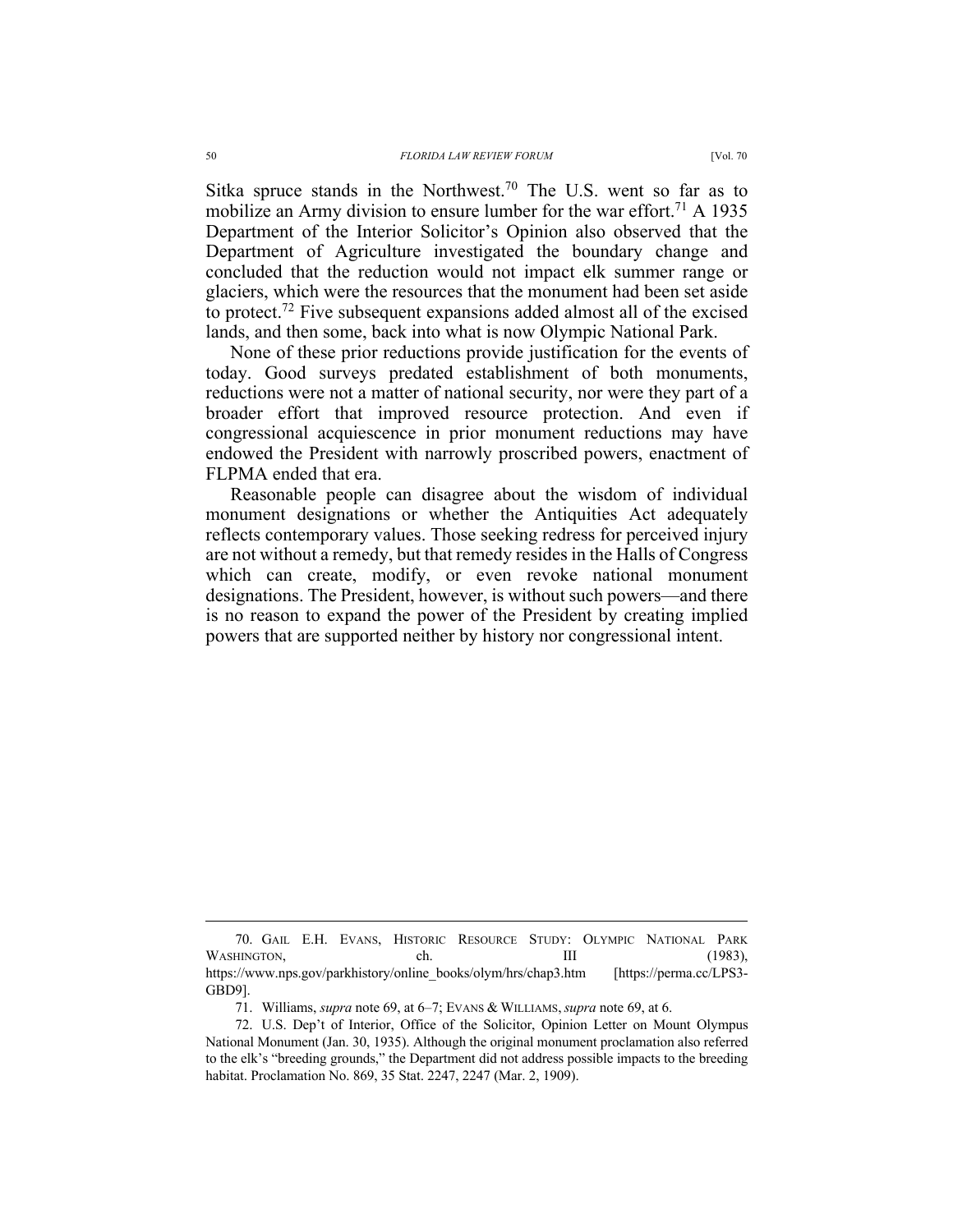Sitka spruce stands in the Northwest.[70] The U.S. went so far as to mobilize an Army division to ensure lumber for the war effort.[71] A 1935 Department of the Interior Solicitor's Opinion also observed that the Department of Agriculture investigated the boundary change and concluded that the reduction would not impact elk summer range or glaciers, which were the resources that the monument had been set aside to protect.[72] Five subsequent expansions added almost all of the excised lands, and then some, back into what is now Olympic National Park.

None of these prior reductions provide justification for the events of today. Good surveys predated establishment of both monuments, reductions were not a matter of national security, nor were they part of a broader effort that improved resource protection. And even if congressional acquiescence in prior monument reductions may have endowed the President with narrowly proscribed powers, enactment of FLPMA ended that era.

Reasonable people can disagree about the wisdom of individual monument designations or whether the Antiquities Act adequately reflects contemporary values. Those seeking redress for perceived injury are not without a remedy, but that remedy resides in the Halls of Congress which can create, modify, or even revoke national monument designations. The President, however, is without such powers—and there is no reason to expand the power of the President by creating implied powers that are supported neither by history nor congressional intent.

---

70. GAIL E.H. EVANS, HISTORIC RESOURCE STUDY: OLYMPIC NATIONAL PARK WASHINGTON, ch. III (1983), https://www.nps.gov/parkhistory/online_books/olym/hrs/chap3.htm [https://perma.cc/LPS3-GBD9].

71. Williams, *supra* note 69, at 6–7; EVANS & WILLIAMS, *supra* note 69, at 6.

72. U.S. Dep't of Interior, Office of the Solicitor, Opinion Letter on Mount Olympus National Monument (Jan. 30, 1935). Although the original monument proclamation also referred to the elk's "breeding grounds," the Department did not address possible impacts to the breeding habitat. Proclamation No. 869, 35 Stat. 2247, 2247 (Mar. 2, 1909).